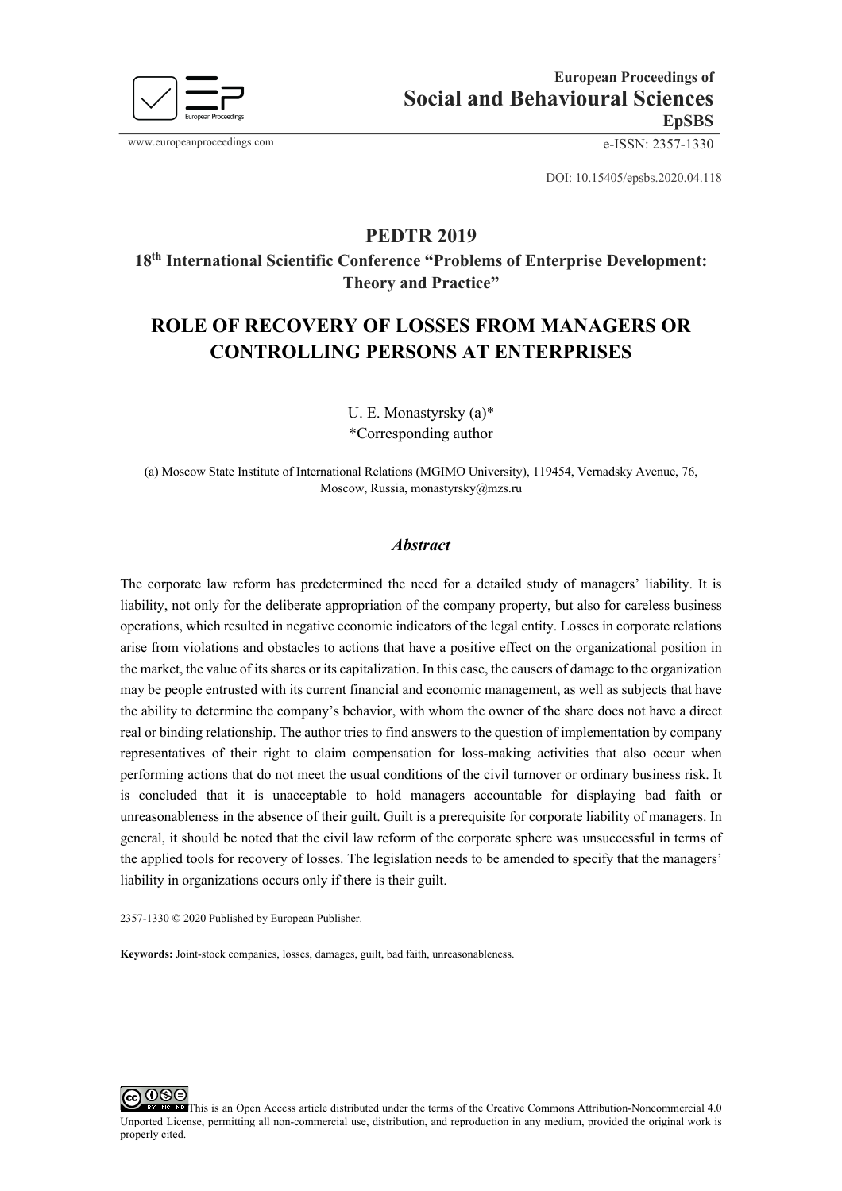European Proceedings of
**Social and Behavioural Sciences**
**EpSBS**

www.europeanproceedings.com e-ISSN: 2357-1330

DOI: 10.15405/epsbs.2020.04.118

## PEDTR 2019
### 18th International Scientific Conference "Problems of Enterprise Development: Theory and Practice"

# ROLE OF RECOVERY OF LOSSES FROM MANAGERS OR CONTROLLING PERSONS AT ENTERPRISES

U. E. Monastyrsky (a)*
*Corresponding author

(a) Moscow State Institute of International Relations (MGIMO University), 119454, Vernadsky Avenue, 76, Moscow, Russia, monastyrsky@mzs.ru

### *Abstract*

The corporate law reform has predetermined the need for a detailed study of managers' liability. It is liability, not only for the deliberate appropriation of the company property, but also for careless business operations, which resulted in negative economic indicators of the legal entity. Losses in corporate relations arise from violations and obstacles to actions that have a positive effect on the organizational position in the market, the value of its shares or its capitalization. In this case, the causers of damage to the organization may be people entrusted with its current financial and economic management, as well as subjects that have the ability to determine the company's behavior, with whom the owner of the share does not have a direct real or binding relationship. The author tries to find answers to the question of implementation by company representatives of their right to claim compensation for loss-making activities that also occur when performing actions that do not meet the usual conditions of the civil turnover or ordinary business risk. It is concluded that it is unacceptable to hold managers accountable for displaying bad faith or unreasonableness in the absence of their guilt. Guilt is a prerequisite for corporate liability of managers. In general, it should be noted that the civil law reform of the corporate sphere was unsuccessful in terms of the applied tools for recovery of losses. The legislation needs to be amended to specify that the managers' liability in organizations occurs only if there is their guilt.

2357-1330 © 2020 Published by European Publisher.

**Keywords:** Joint-stock companies, losses, damages, guilt, bad faith, unreasonableness.

This is an Open Access article distributed under the terms of the Creative Commons Attribution-Noncommercial 4.0 Unported License, permitting all non-commercial use, distribution, and reproduction in any medium, provided the original work is properly cited.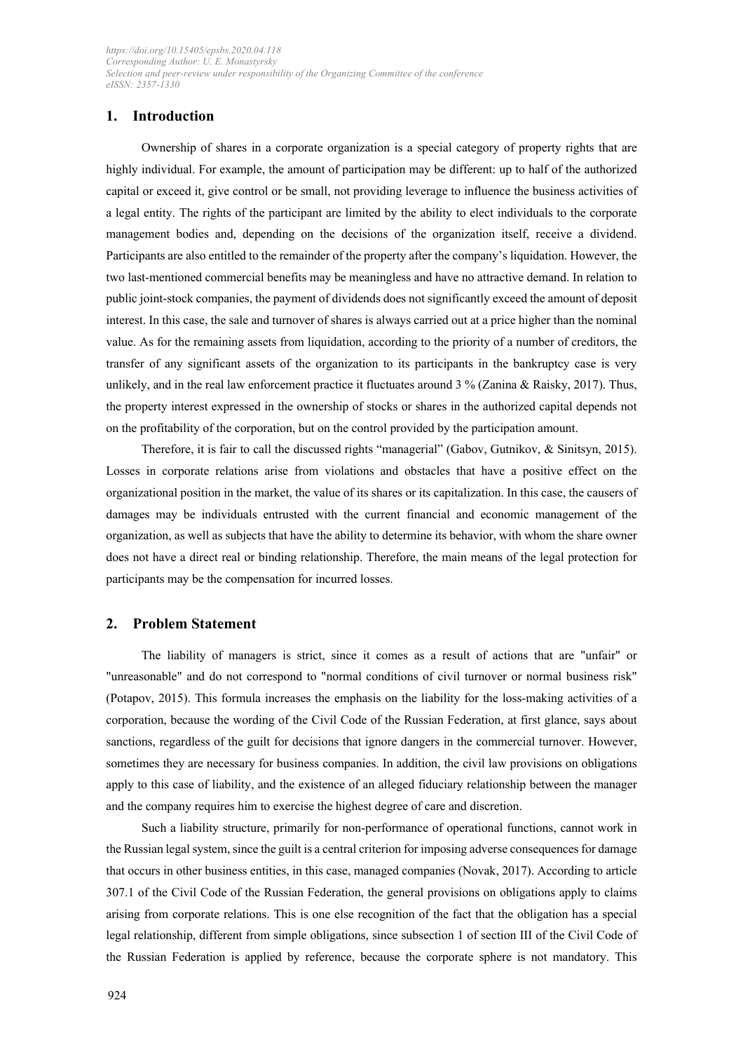## 1. Introduction

Ownership of shares in a corporate organization is a special category of property rights that are highly individual. For example, the amount of participation may be different: up to half of the authorized capital or exceed it, give control or be small, not providing leverage to influence the business activities of a legal entity. The rights of the participant are limited by the ability to elect individuals to the corporate management bodies and, depending on the decisions of the organization itself, receive a dividend. Participants are also entitled to the remainder of the property after the company's liquidation. However, the two last-mentioned commercial benefits may be meaningless and have no attractive demand. In relation to public joint-stock companies, the payment of dividends does not significantly exceed the amount of deposit interest. In this case, the sale and turnover of shares is always carried out at a price higher than the nominal value. As for the remaining assets from liquidation, according to the priority of a number of creditors, the transfer of any significant assets of the organization to its participants in the bankruptcy case is very unlikely, and in the real law enforcement practice it fluctuates around 3 % (Zanina & Raisky, 2017). Thus, the property interest expressed in the ownership of stocks or shares in the authorized capital depends not on the profitability of the corporation, but on the control provided by the participation amount.

Therefore, it is fair to call the discussed rights "managerial" (Gabov, Gutnikov, & Sinitsyn, 2015). Losses in corporate relations arise from violations and obstacles that have a positive effect on the organizational position in the market, the value of its shares or its capitalization. In this case, the causers of damages may be individuals entrusted with the current financial and economic management of the organization, as well as subjects that have the ability to determine its behavior, with whom the share owner does not have a direct real or binding relationship. Therefore, the main means of the legal protection for participants may be the compensation for incurred losses.

## 2. Problem Statement

The liability of managers is strict, since it comes as a result of actions that are "unfair" or "unreasonable" and do not correspond to "normal conditions of civil turnover or normal business risk" (Potapov, 2015). This formula increases the emphasis on the liability for the loss-making activities of a corporation, because the wording of the Civil Code of the Russian Federation, at first glance, says about sanctions, regardless of the guilt for decisions that ignore dangers in the commercial turnover. However, sometimes they are necessary for business companies. In addition, the civil law provisions on obligations apply to this case of liability, and the existence of an alleged fiduciary relationship between the manager and the company requires him to exercise the highest degree of care and discretion.

Such a liability structure, primarily for non-performance of operational functions, cannot work in the Russian legal system, since the guilt is a central criterion for imposing adverse consequences for damage that occurs in other business entities, in this case, managed companies (Novak, 2017). According to article 307.1 of the Civil Code of the Russian Federation, the general provisions on obligations apply to claims arising from corporate relations. This is one else recognition of the fact that the obligation has a special legal relationship, different from simple obligations, since subsection 1 of section III of the Civil Code of the Russian Federation is applied by reference, because the corporate sphere is not mandatory. This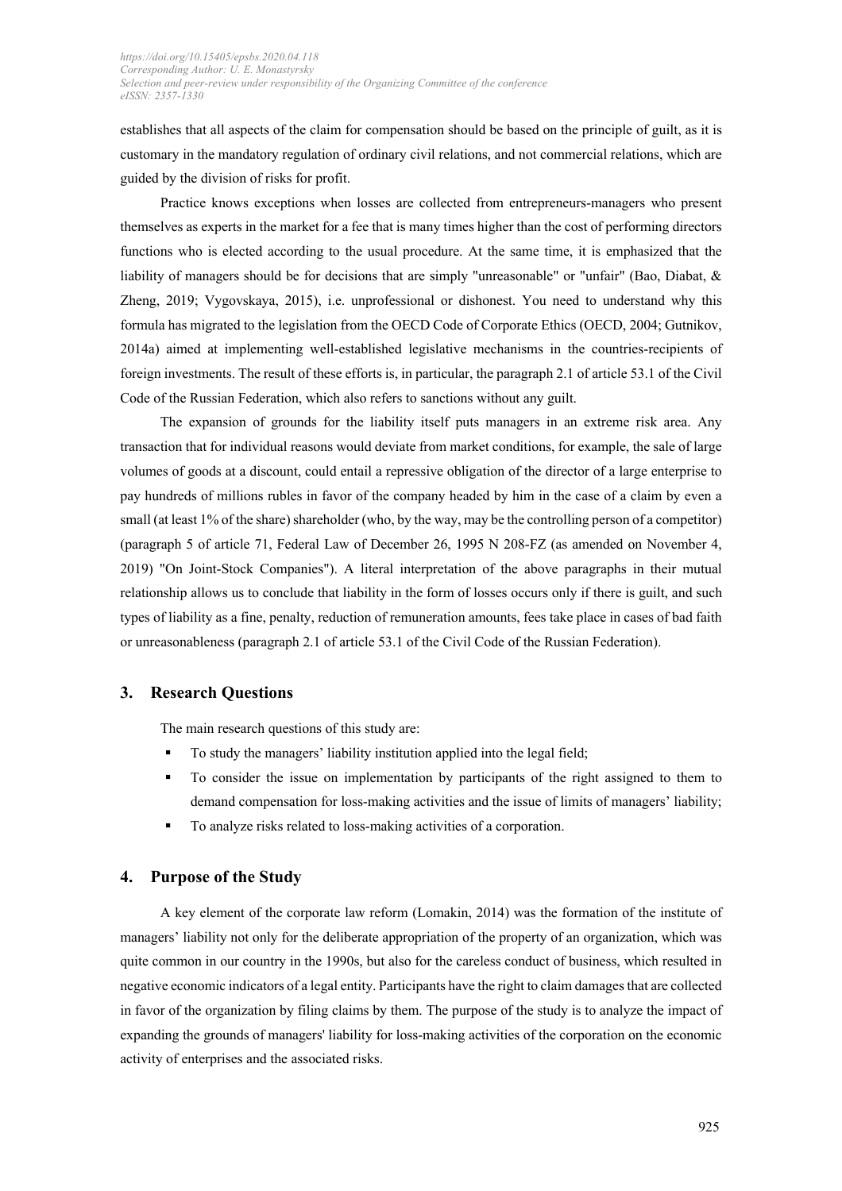establishes that all aspects of the claim for compensation should be based on the principle of guilt, as it is customary in the mandatory regulation of ordinary civil relations, and not commercial relations, which are guided by the division of risks for profit.

Practice knows exceptions when losses are collected from entrepreneurs-managers who present themselves as experts in the market for a fee that is many times higher than the cost of performing directors functions who is elected according to the usual procedure. At the same time, it is emphasized that the liability of managers should be for decisions that are simply "unreasonable" or "unfair" (Bao, Diabat, & Zheng, 2019; Vygovskaya, 2015), i.e. unprofessional or dishonest. You need to understand why this formula has migrated to the legislation from the OECD Code of Corporate Ethics (OECD, 2004; Gutnikov, 2014a) aimed at implementing well-established legislative mechanisms in the countries-recipients of foreign investments. The result of these efforts is, in particular, the paragraph 2.1 of article 53.1 of the Civil Code of the Russian Federation, which also refers to sanctions without any guilt.

The expansion of grounds for the liability itself puts managers in an extreme risk area. Any transaction that for individual reasons would deviate from market conditions, for example, the sale of large volumes of goods at a discount, could entail a repressive obligation of the director of a large enterprise to pay hundreds of millions rubles in favor of the company headed by him in the case of a claim by even a small (at least 1% of the share) shareholder (who, by the way, may be the controlling person of a competitor) (paragraph 5 of article 71, Federal Law of December 26, 1995 N 208-FZ (as amended on November 4, 2019) "On Joint-Stock Companies"). A literal interpretation of the above paragraphs in their mutual relationship allows us to conclude that liability in the form of losses occurs only if there is guilt, and such types of liability as a fine, penalty, reduction of remuneration amounts, fees take place in cases of bad faith or unreasonableness (paragraph 2.1 of article 53.1 of the Civil Code of the Russian Federation).

## 3. Research Questions

The main research questions of this study are:

- To study the managers' liability institution applied into the legal field;
- To consider the issue on implementation by participants of the right assigned to them to demand compensation for loss-making activities and the issue of limits of managers' liability;
- To analyze risks related to loss-making activities of a corporation.

## 4. Purpose of the Study

A key element of the corporate law reform (Lomakin, 2014) was the formation of the institute of managers' liability not only for the deliberate appropriation of the property of an organization, which was quite common in our country in the 1990s, but also for the careless conduct of business, which resulted in negative economic indicators of a legal entity. Participants have the right to claim damages that are collected in favor of the organization by filing claims by them. The purpose of the study is to analyze the impact of expanding the grounds of managers' liability for loss-making activities of the corporation on the economic activity of enterprises and the associated risks.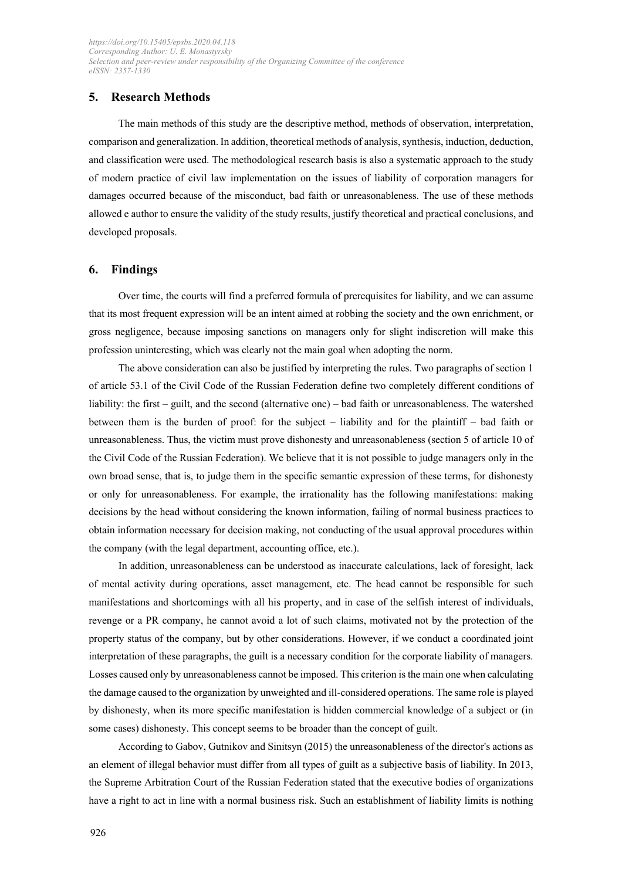## 5. Research Methods

The main methods of this study are the descriptive method, methods of observation, interpretation, comparison and generalization. In addition, theoretical methods of analysis, synthesis, induction, deduction, and classification were used. The methodological research basis is also a systematic approach to the study of modern practice of civil law implementation on the issues of liability of corporation managers for damages occurred because of the misconduct, bad faith or unreasonableness. The use of these methods allowed e author to ensure the validity of the study results, justify theoretical and practical conclusions, and developed proposals.

## 6. Findings

Over time, the courts will find a preferred formula of prerequisites for liability, and we can assume that its most frequent expression will be an intent aimed at robbing the society and the own enrichment, or gross negligence, because imposing sanctions on managers only for slight indiscretion will make this profession uninteresting, which was clearly not the main goal when adopting the norm.

The above consideration can also be justified by interpreting the rules. Two paragraphs of section 1 of article 53.1 of the Civil Code of the Russian Federation define two completely different conditions of liability: the first – guilt, and the second (alternative one) – bad faith or unreasonableness. The watershed between them is the burden of proof: for the subject – liability and for the plaintiff – bad faith or unreasonableness. Thus, the victim must prove dishonesty and unreasonableness (section 5 of article 10 of the Civil Code of the Russian Federation). We believe that it is not possible to judge managers only in the own broad sense, that is, to judge them in the specific semantic expression of these terms, for dishonesty or only for unreasonableness. For example, the irrationality has the following manifestations: making decisions by the head without considering the known information, failing of normal business practices to obtain information necessary for decision making, not conducting of the usual approval procedures within the company (with the legal department, accounting office, etc.).

In addition, unreasonableness can be understood as inaccurate calculations, lack of foresight, lack of mental activity during operations, asset management, etc. The head cannot be responsible for such manifestations and shortcomings with all his property, and in case of the selfish interest of individuals, revenge or a PR company, he cannot avoid a lot of such claims, motivated not by the protection of the property status of the company, but by other considerations. However, if we conduct a coordinated joint interpretation of these paragraphs, the guilt is a necessary condition for the corporate liability of managers. Losses caused only by unreasonableness cannot be imposed. This criterion is the main one when calculating the damage caused to the organization by unweighted and ill-considered operations. The same role is played by dishonesty, when its more specific manifestation is hidden commercial knowledge of a subject or (in some cases) dishonesty. This concept seems to be broader than the concept of guilt.

According to Gabov, Gutnikov and Sinitsyn (2015) the unreasonableness of the director's actions as an element of illegal behavior must differ from all types of guilt as a subjective basis of liability. In 2013, the Supreme Arbitration Court of the Russian Federation stated that the executive bodies of organizations have a right to act in line with a normal business risk. Such an establishment of liability limits is nothing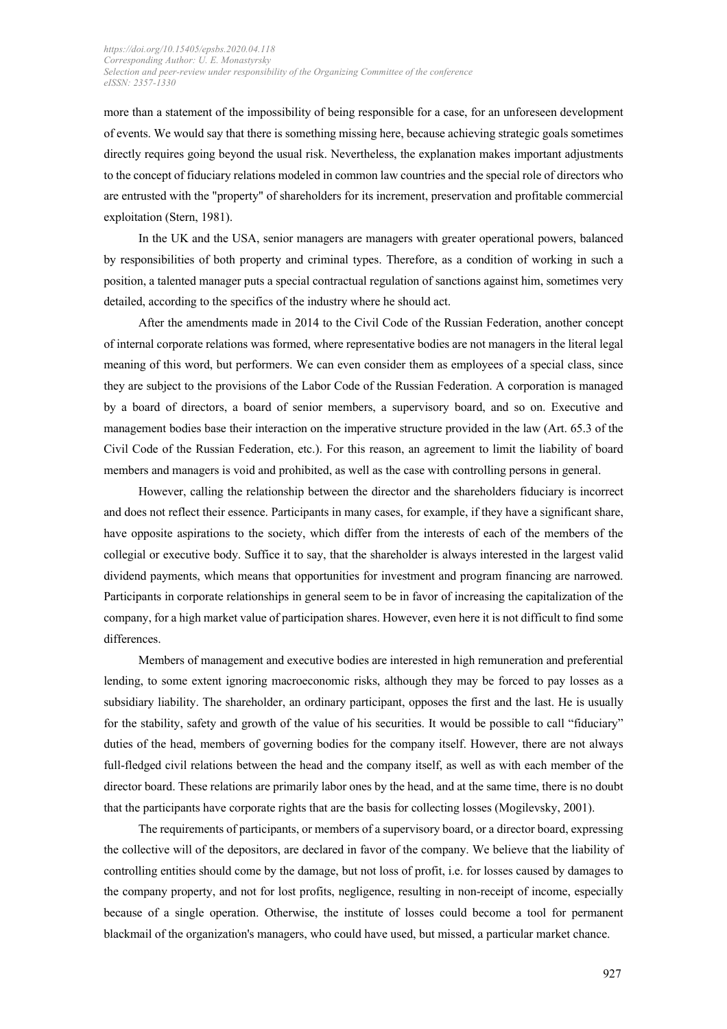more than a statement of the impossibility of being responsible for a case, for an unforeseen development of events. We would say that there is something missing here, because achieving strategic goals sometimes directly requires going beyond the usual risk. Nevertheless, the explanation makes important adjustments to the concept of fiduciary relations modeled in common law countries and the special role of directors who are entrusted with the "property" of shareholders for its increment, preservation and profitable commercial exploitation (Stern, 1981).

In the UK and the USA, senior managers are managers with greater operational powers, balanced by responsibilities of both property and criminal types. Therefore, as a condition of working in such a position, a talented manager puts a special contractual regulation of sanctions against him, sometimes very detailed, according to the specifics of the industry where he should act.

After the amendments made in 2014 to the Civil Code of the Russian Federation, another concept of internal corporate relations was formed, where representative bodies are not managers in the literal legal meaning of this word, but performers. We can even consider them as employees of a special class, since they are subject to the provisions of the Labor Code of the Russian Federation. A corporation is managed by a board of directors, a board of senior members, a supervisory board, and so on. Executive and management bodies base their interaction on the imperative structure provided in the law (Art. 65.3 of the Civil Code of the Russian Federation, etc.). For this reason, an agreement to limit the liability of board members and managers is void and prohibited, as well as the case with controlling persons in general.

However, calling the relationship between the director and the shareholders fiduciary is incorrect and does not reflect their essence. Participants in many cases, for example, if they have a significant share, have opposite aspirations to the society, which differ from the interests of each of the members of the collegial or executive body. Suffice it to say, that the shareholder is always interested in the largest valid dividend payments, which means that opportunities for investment and program financing are narrowed. Participants in corporate relationships in general seem to be in favor of increasing the capitalization of the company, for a high market value of participation shares. However, even here it is not difficult to find some differences.

Members of management and executive bodies are interested in high remuneration and preferential lending, to some extent ignoring macroeconomic risks, although they may be forced to pay losses as a subsidiary liability. The shareholder, an ordinary participant, opposes the first and the last. He is usually for the stability, safety and growth of the value of his securities. It would be possible to call "fiduciary" duties of the head, members of governing bodies for the company itself. However, there are not always full-fledged civil relations between the head and the company itself, as well as with each member of the director board. These relations are primarily labor ones by the head, and at the same time, there is no doubt that the participants have corporate rights that are the basis for collecting losses (Mogilevsky, 2001).

The requirements of participants, or members of a supervisory board, or a director board, expressing the collective will of the depositors, are declared in favor of the company. We believe that the liability of controlling entities should come by the damage, but not loss of profit, i.e. for losses caused by damages to the company property, and not for lost profits, negligence, resulting in non-receipt of income, especially because of a single operation. Otherwise, the institute of losses could become a tool for permanent blackmail of the organization's managers, who could have used, but missed, a particular market chance.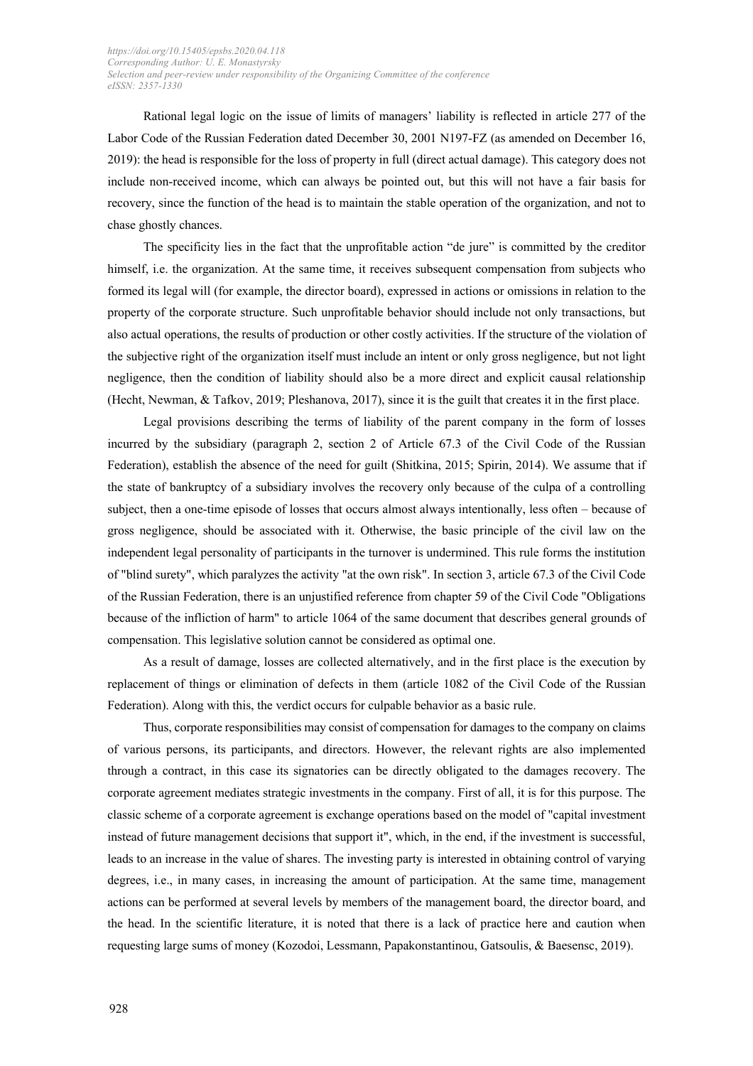Rational legal logic on the issue of limits of managers' liability is reflected in article 277 of the Labor Code of the Russian Federation dated December 30, 2001 N197-FZ (as amended on December 16, 2019): the head is responsible for the loss of property in full (direct actual damage). This category does not include non-received income, which can always be pointed out, but this will not have a fair basis for recovery, since the function of the head is to maintain the stable operation of the organization, and not to chase ghostly chances.

The specificity lies in the fact that the unprofitable action "de jure" is committed by the creditor himself, i.e. the organization. At the same time, it receives subsequent compensation from subjects who formed its legal will (for example, the director board), expressed in actions or omissions in relation to the property of the corporate structure. Such unprofitable behavior should include not only transactions, but also actual operations, the results of production or other costly activities. If the structure of the violation of the subjective right of the organization itself must include an intent or only gross negligence, but not light negligence, then the condition of liability should also be a more direct and explicit causal relationship (Hecht, Newman, & Tafkov, 2019; Pleshanova, 2017), since it is the guilt that creates it in the first place.

Legal provisions describing the terms of liability of the parent company in the form of losses incurred by the subsidiary (paragraph 2, section 2 of Article 67.3 of the Civil Code of the Russian Federation), establish the absence of the need for guilt (Shitkina, 2015; Spirin, 2014). We assume that if the state of bankruptcy of a subsidiary involves the recovery only because of the culpa of a controlling subject, then a one-time episode of losses that occurs almost always intentionally, less often – because of gross negligence, should be associated with it. Otherwise, the basic principle of the civil law on the independent legal personality of participants in the turnover is undermined. This rule forms the institution of "blind surety", which paralyzes the activity "at the own risk". In section 3, article 67.3 of the Civil Code of the Russian Federation, there is an unjustified reference from chapter 59 of the Civil Code "Obligations because of the infliction of harm" to article 1064 of the same document that describes general grounds of compensation. This legislative solution cannot be considered as optimal one.

As a result of damage, losses are collected alternatively, and in the first place is the execution by replacement of things or elimination of defects in them (article 1082 of the Civil Code of the Russian Federation). Along with this, the verdict occurs for culpable behavior as a basic rule.

Thus, corporate responsibilities may consist of compensation for damages to the company on claims of various persons, its participants, and directors. However, the relevant rights are also implemented through a contract, in this case its signatories can be directly obligated to the damages recovery. The corporate agreement mediates strategic investments in the company. First of all, it is for this purpose. The classic scheme of a corporate agreement is exchange operations based on the model of "capital investment instead of future management decisions that support it", which, in the end, if the investment is successful, leads to an increase in the value of shares. The investing party is interested in obtaining control of varying degrees, i.e., in many cases, in increasing the amount of participation. At the same time, management actions can be performed at several levels by members of the management board, the director board, and the head. In the scientific literature, it is noted that there is a lack of practice here and caution when requesting large sums of money (Kozodoi, Lessmann, Papakonstantinou, Gatsoulis, & Baesensc, 2019).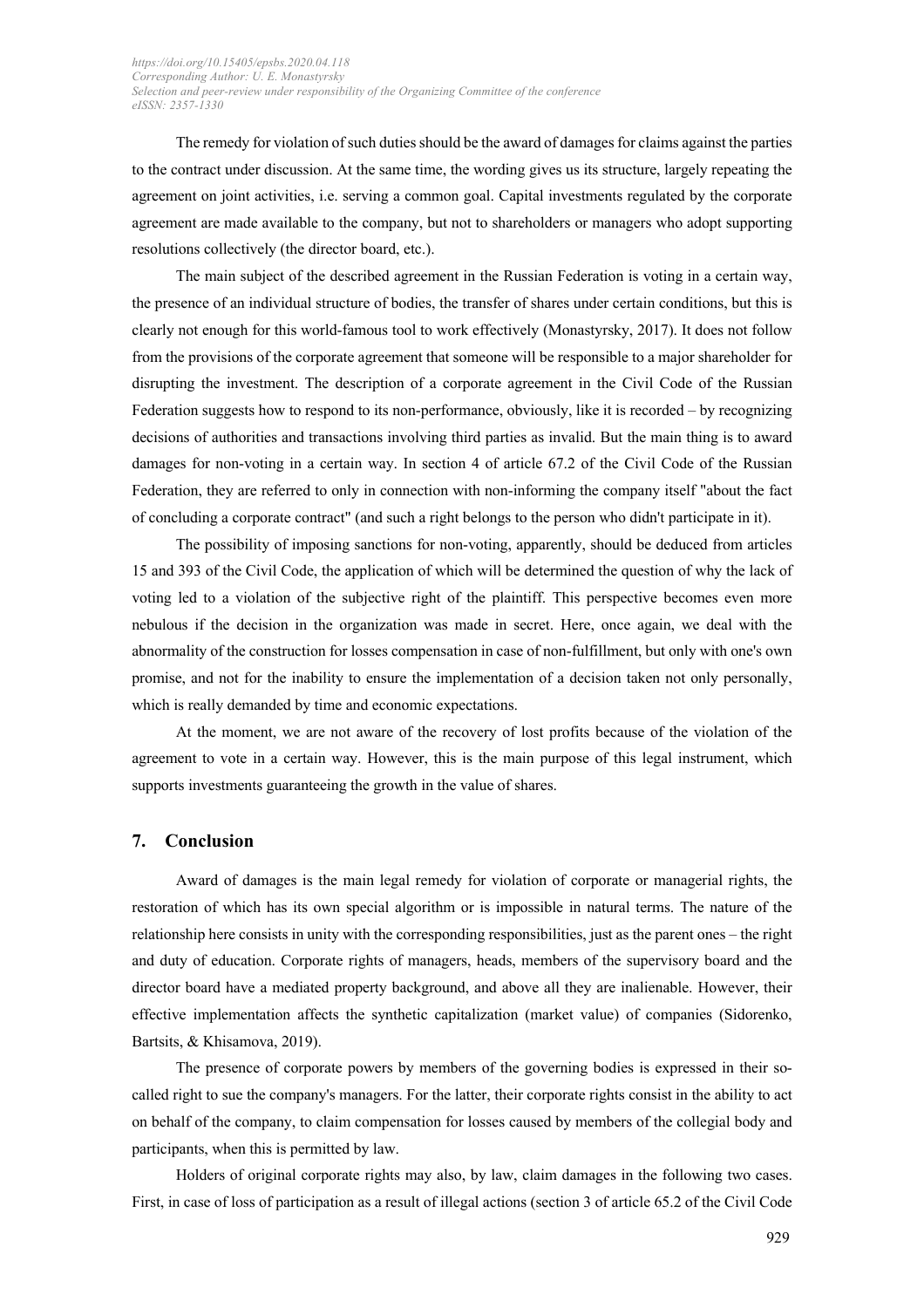The remedy for violation of such duties should be the award of damages for claims against the parties to the contract under discussion. At the same time, the wording gives us its structure, largely repeating the agreement on joint activities, i.e. serving a common goal. Capital investments regulated by the corporate agreement are made available to the company, but not to shareholders or managers who adopt supporting resolutions collectively (the director board, etc.).

The main subject of the described agreement in the Russian Federation is voting in a certain way, the presence of an individual structure of bodies, the transfer of shares under certain conditions, but this is clearly not enough for this world-famous tool to work effectively (Monastyrsky, 2017). It does not follow from the provisions of the corporate agreement that someone will be responsible to a major shareholder for disrupting the investment. The description of a corporate agreement in the Civil Code of the Russian Federation suggests how to respond to its non-performance, obviously, like it is recorded – by recognizing decisions of authorities and transactions involving third parties as invalid. But the main thing is to award damages for non-voting in a certain way. In section 4 of article 67.2 of the Civil Code of the Russian Federation, they are referred to only in connection with non-informing the company itself "about the fact of concluding a corporate contract" (and such a right belongs to the person who didn't participate in it).

The possibility of imposing sanctions for non-voting, apparently, should be deduced from articles 15 and 393 of the Civil Code, the application of which will be determined the question of why the lack of voting led to a violation of the subjective right of the plaintiff. This perspective becomes even more nebulous if the decision in the organization was made in secret. Here, once again, we deal with the abnormality of the construction for losses compensation in case of non-fulfillment, but only with one's own promise, and not for the inability to ensure the implementation of a decision taken not only personally, which is really demanded by time and economic expectations.

At the moment, we are not aware of the recovery of lost profits because of the violation of the agreement to vote in a certain way. However, this is the main purpose of this legal instrument, which supports investments guaranteeing the growth in the value of shares.

## 7. Conclusion

Award of damages is the main legal remedy for violation of corporate or managerial rights, the restoration of which has its own special algorithm or is impossible in natural terms. The nature of the relationship here consists in unity with the corresponding responsibilities, just as the parent ones – the right and duty of education. Corporate rights of managers, heads, members of the supervisory board and the director board have a mediated property background, and above all they are inalienable. However, their effective implementation affects the synthetic capitalization (market value) of companies (Sidorenko, Bartsits, & Khisamova, 2019).

The presence of corporate powers by members of the governing bodies is expressed in their so-called right to sue the company's managers. For the latter, their corporate rights consist in the ability to act on behalf of the company, to claim compensation for losses caused by members of the collegial body and participants, when this is permitted by law.

Holders of original corporate rights may also, by law, claim damages in the following two cases. First, in case of loss of participation as a result of illegal actions (section 3 of article 65.2 of the Civil Code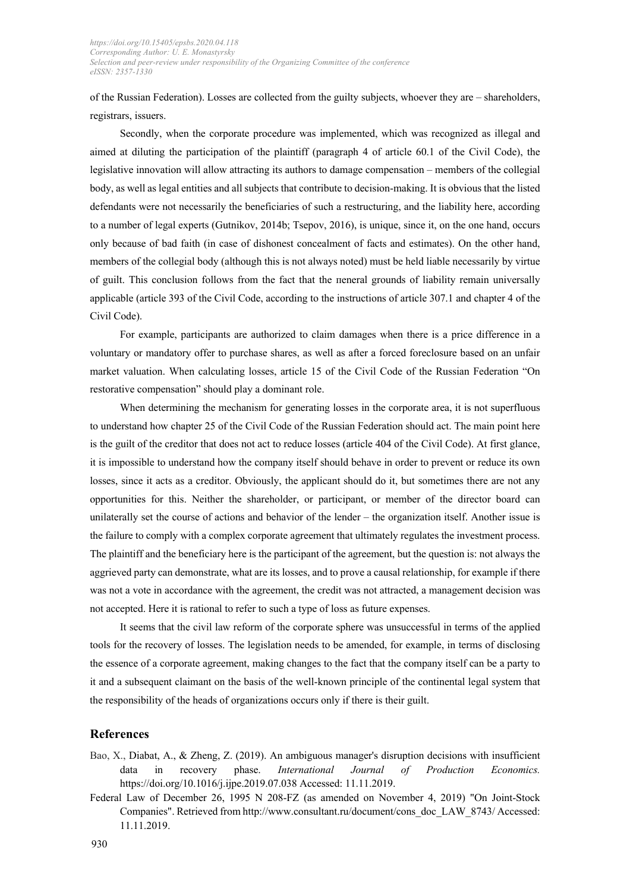of the Russian Federation). Losses are collected from the guilty subjects, whoever they are – shareholders, registrars, issuers.

Secondly, when the corporate procedure was implemented, which was recognized as illegal and aimed at diluting the participation of the plaintiff (paragraph 4 of article 60.1 of the Civil Code), the legislative innovation will allow attracting its authors to damage compensation – members of the collegial body, as well as legal entities and all subjects that contribute to decision-making. It is obvious that the listed defendants were not necessarily the beneficiaries of such a restructuring, and the liability here, according to a number of legal experts (Gutnikov, 2014b; Tsepov, 2016), is unique, since it, on the one hand, occurs only because of bad faith (in case of dishonest concealment of facts and estimates). On the other hand, members of the collegial body (although this is not always noted) must be held liable necessarily by virtue of guilt. This conclusion follows from the fact that the пeneral grounds of liability remain universally applicable (article 393 of the Civil Code, according to the instructions of article 307.1 and chapter 4 of the Civil Code).

For example, participants are authorized to claim damages when there is a price difference in a voluntary or mandatory offer to purchase shares, as well as after a forced foreclosure based on an unfair market valuation. When calculating losses, article 15 of the Civil Code of the Russian Federation "On restorative compensation" should play a dominant role.

When determining the mechanism for generating losses in the corporate area, it is not superfluous to understand how chapter 25 of the Civil Code of the Russian Federation should act. The main point here is the guilt of the creditor that does not act to reduce losses (article 404 of the Civil Code). At first glance, it is impossible to understand how the company itself should behave in order to prevent or reduce its own losses, since it acts as a creditor. Obviously, the applicant should do it, but sometimes there are not any opportunities for this. Neither the shareholder, or participant, or member of the director board can unilaterally set the course of actions and behavior of the lender – the organization itself. Another issue is the failure to comply with a complex corporate agreement that ultimately regulates the investment process. The plaintiff and the beneficiary here is the participant of the agreement, but the question is: not always the aggrieved party can demonstrate, what are its losses, and to prove a causal relationship, for example if there was not a vote in accordance with the agreement, the credit was not attracted, a management decision was not accepted. Here it is rational to refer to such a type of loss as future expenses.

It seems that the civil law reform of the corporate sphere was unsuccessful in terms of the applied tools for the recovery of losses. The legislation needs to be amended, for example, in terms of disclosing the essence of a corporate agreement, making changes to the fact that the company itself can be a party to it and a subsequent claimant on the basis of the well-known principle of the continental legal system that the responsibility of the heads of organizations occurs only if there is their guilt.

## References

Bao, X., Diabat, A., & Zheng, Z. (2019). An ambiguous manager's disruption decisions with insufficient data in recovery phase. *International Journal of Production Economics.* https://doi.org/10.1016/j.ijpe.2019.07.038 Accessed: 11.11.2019.

Federal Law of December 26, 1995 N 208-FZ (as amended on November 4, 2019) "On Joint-Stock Companies". Retrieved from http://www.consultant.ru/document/cons_doc_LAW_8743/ Accessed: 11.11.2019.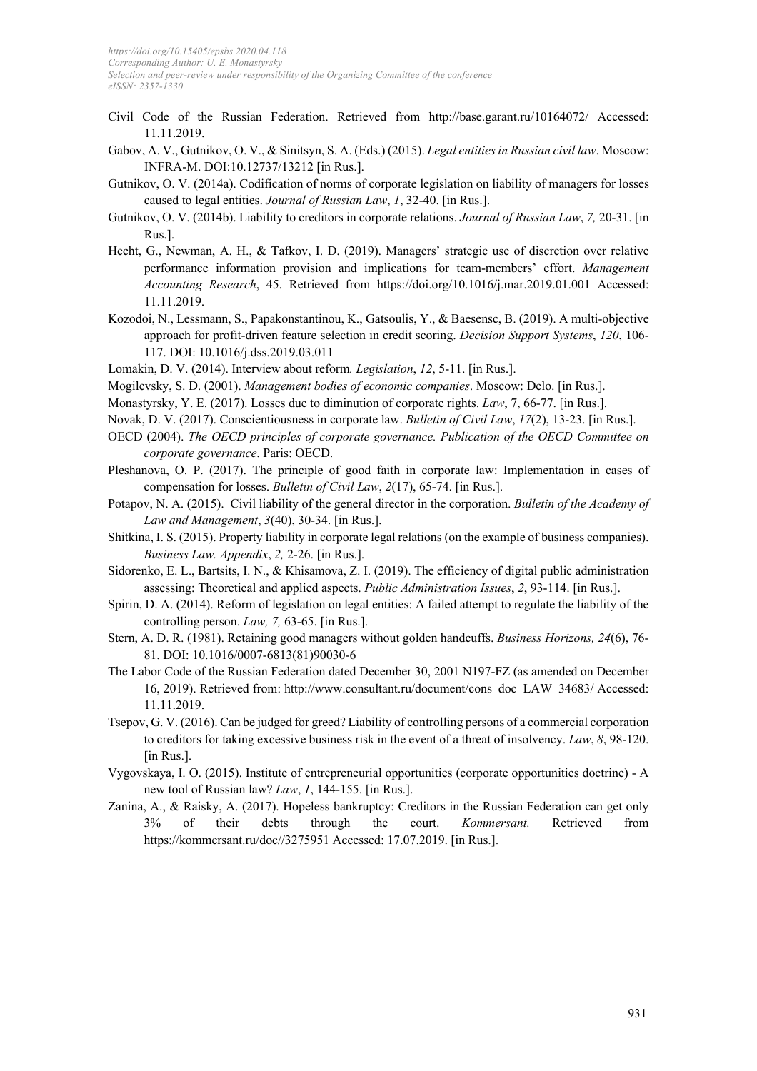Civil Code of the Russian Federation. Retrieved from http://base.garant.ru/10164072/ Accessed: 11.11.2019.

Gabov, A. V., Gutnikov, O. V., & Sinitsyn, S. A. (Eds.) (2015). *Legal entities in Russian civil law*. Moscow: INFRA-M. DOI:10.12737/13212 [in Rus.].

Gutnikov, O. V. (2014a). Codification of norms of corporate legislation on liability of managers for losses caused to legal entities. *Journal of Russian Law*, *1*, 32-40. [in Rus.].

Gutnikov, O. V. (2014b). Liability to creditors in corporate relations. *Journal of Russian Law*, *7,* 20-31. [in Rus.].

Hecht, G., Newman, A. H., & Tafkov, I. D. (2019). Managers' strategic use of discretion over relative performance information provision and implications for team-members' effort. *Management Accounting Research*, 45. Retrieved from https://doi.org/10.1016/j.mar.2019.01.001 Accessed: 11.11.2019.

Kozodoi, N., Lessmann, S., Papakonstantinou, K., Gatsoulis, Y., & Baesensc, B. (2019). A multi-objective approach for profit-driven feature selection in credit scoring. *Decision Support Systems*, *120*, 106-117. DOI: 10.1016/j.dss.2019.03.011

Lomakin, D. V. (2014). Interview about reform*. Legislation*, *12*, 5-11. [in Rus.].

Mogilevsky, S. D. (2001). *Management bodies of economic companies*. Moscow: Delo. [in Rus.].

Monastyrsky, Y. E. (2017). Losses due to diminution of corporate rights. *Law*, 7, 66-77. [in Rus.].

Novak, D. V. (2017). Conscientiousness in corporate law. *Bulletin of Civil Law*, *17*(2), 13-23. [in Rus.].

OECD (2004). *The OECD principles of corporate governance. Publication of the OECD Committee on corporate governance*. Paris: OECD.

Pleshanova, O. P. (2017). The principle of good faith in corporate law: Implementation in cases of compensation for losses. *Bulletin of Civil Law*, *2*(17), 65-74. [in Rus.].

Potapov, N. A. (2015). Civil liability of the general director in the corporation. *Bulletin of the Academy of Law and Management*, *3*(40), 30-34. [in Rus.].

Shitkina, I. S. (2015). Property liability in corporate legal relations (on the example of business companies). *Business Law. Appendix*, *2,* 2-26. [in Rus.].

Sidorenko, E. L., Bartsits, I. N., & Khisamova, Z. I. (2019). The efficiency of digital public administration assessing: Theoretical and applied aspects. *Public Administration Issues*, *2*, 93-114. [in Rus.].

Spirin, D. A. (2014). Reform of legislation on legal entities: A failed attempt to regulate the liability of the controlling person. *Law, 7,* 63-65. [in Rus.].

Stern, A. D. R. (1981). Retaining good managers without golden handcuffs. *Business Horizons, 24*(6), 76-81. DOI: 10.1016/0007-6813(81)90030-6

The Labor Code of the Russian Federation dated December 30, 2001 N197-FZ (as amended on December 16, 2019). Retrieved from: http://www.consultant.ru/document/cons_doc_LAW_34683/ Accessed: 11.11.2019.

Tsepov, G. V. (2016). Can be judged for greed? Liability of controlling persons of a commercial corporation to creditors for taking excessive business risk in the event of a threat of insolvency. *Law*, *8*, 98-120. [in Rus.].

Vygovskaya, I. O. (2015). Institute of entrepreneurial opportunities (corporate opportunities doctrine) - A new tool of Russian law? *Law*, *1*, 144-155. [in Rus.].

Zanina, A., & Raisky, A. (2017). Hopeless bankruptcy: Creditors in the Russian Federation can get only 3% of their debts through the court. *Kommersant.* Retrieved from https://kommersant.ru/doc//3275951 Accessed: 17.07.2019. [in Rus.].